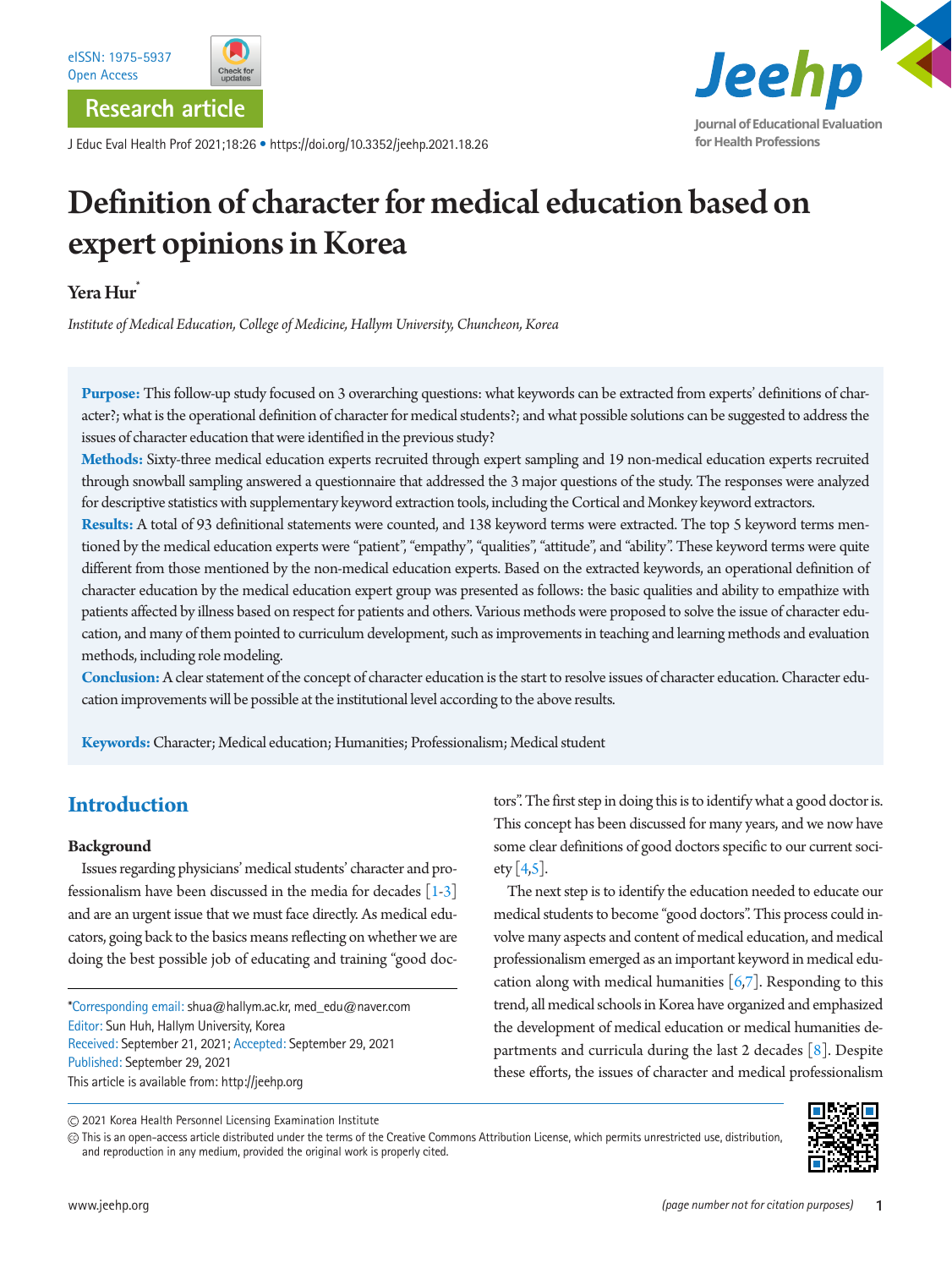Research article

# Definition of character for medical education based on expert opinions in Korea

**Yera Hur***

*Institute of Medical Education, College of Medicine, Hallym University, Chuncheon, Korea*

**Purpose:** This follow-up study focused on 3 overarching questions: what keywords can be extracted from experts' definitions of character?; what is the operational definition of character for medical students?; and what possible solutions can be suggested to address the issues of character education that were identified in the previous study?

**Methods:** Sixty-three medical education experts recruited through expert sampling and 19 non-medical education experts recruited through snowball sampling answered a questionnaire that addressed the 3 major questions of the study. The responses were analyzed for descriptive statistics with supplementary keyword extraction tools, including the Cortical and Monkey keyword extractors.

**Results:** A total of 93 definitional statements were counted, and 138 keyword terms were extracted. The top 5 keyword terms mentioned by the medical education experts were "patient", "empathy", "qualities", "attitude", and "ability". These keyword terms were quite different from those mentioned by the non-medical education experts. Based on the extracted keywords, an operational definition of character education by the medical education expert group was presented as follows: the basic qualities and ability to empathize with patients affected by illness based on respect for patients and others. Various methods were proposed to solve the issue of character education, and many of them pointed to curriculum development, such as improvements in teaching and learning methods and evaluation methods, including role modeling.

**Conclusion:** A clear statement of the concept of character education is the start to resolve issues of character education. Character education improvements will be possible at the institutional level according to the above results.

**Keywords:** Character; Medical education; Humanities; Professionalism; Medical student

## Introduction

### Background

Issues regarding physicians' medical students' character and professionalism have been discussed in the media for decades [1-3] and are an urgent issue that we must face directly. As medical educators, going back to the basics means reflecting on whether we are doing the best possible job of educating and training "good doctors". The first step in doing this is to identify what a good doctor is. This concept has been discussed for many years, and we now have some clear definitions of good doctors specific to our current society [4,5].

The next step is to identify the education needed to educate our medical students to become "good doctors". This process could involve many aspects and content of medical education, and medical professionalism emerged as an important keyword in medical education along with medical humanities [6,7]. Responding to this trend, all medical schools in Korea have organized and emphasized the development of medical education or medical humanities departments and curricula during the last 2 decades [8]. Despite these efforts, the issues of character and medical professionalism

*Corresponding email: shua@hallym.ac.kr, med_edu@naver.com
Editor: Sun Huh, Hallym University, Korea
Received: September 21, 2021; Accepted: September 29, 2021
Published: September 29, 2021
This article is available from: http://jeehp.org

© 2021 Korea Health Personnel Licensing Examination Institute
This is an open-access article distributed under the terms of the Creative Commons Attribution License, which permits unrestricted use, distribution, and reproduction in any medium, provided the original work is properly cited.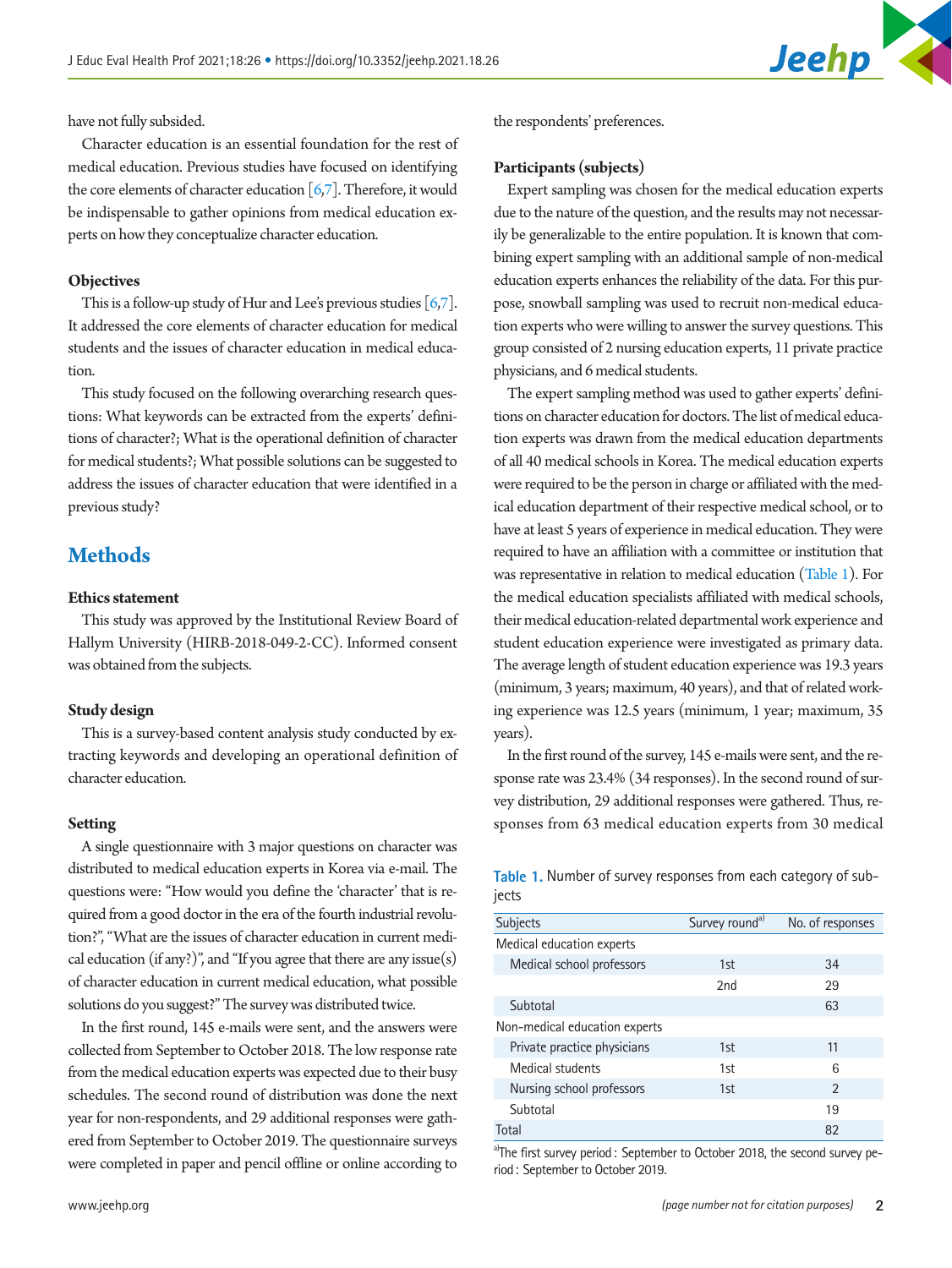have not fully subsided.

Character education is an essential foundation for the rest of medical education. Previous studies have focused on identifying the core elements of character education [6,7]. Therefore, it would be indispensable to gather opinions from medical education experts on how they conceptualize character education.

### Objectives

This is a follow-up study of Hur and Lee's previous studies [6,7]. It addressed the core elements of character education for medical students and the issues of character education in medical education.

This study focused on the following overarching research questions: What keywords can be extracted from the experts' definitions of character?; What is the operational definition of character for medical students?; What possible solutions can be suggested to address the issues of character education that were identified in a previous study?

## Methods

### Ethics statement

This study was approved by the Institutional Review Board of Hallym University (HIRB-2018-049-2-CC). Informed consent was obtained from the subjects.

### Study design

This is a survey-based content analysis study conducted by extracting keywords and developing an operational definition of character education.

### Setting

A single questionnaire with 3 major questions on character was distributed to medical education experts in Korea via e-mail. The questions were: "How would you define the 'character' that is required from a good doctor in the era of the fourth industrial revolution?", "What are the issues of character education in current medical education (if any?)", and "If you agree that there are any issue(s) of character education in current medical education, what possible solutions do you suggest?" The survey was distributed twice.

In the first round, 145 e-mails were sent, and the answers were collected from September to October 2018. The low response rate from the medical education experts was expected due to their busy schedules. The second round of distribution was done the next year for non-respondents, and 29 additional responses were gathered from September to October 2019. The questionnaire surveys were completed in paper and pencil offline or online according to the respondents' preferences.

### Participants (subjects)

Expert sampling was chosen for the medical education experts due to the nature of the question, and the results may not necessarily be generalizable to the entire population. It is known that combining expert sampling with an additional sample of non-medical education experts enhances the reliability of the data. For this purpose, snowball sampling was used to recruit non-medical education experts who were willing to answer the survey questions. This group consisted of 2 nursing education experts, 11 private practice physicians, and 6 medical students.

The expert sampling method was used to gather experts' definitions on character education for doctors. The list of medical education experts was drawn from the medical education departments of all 40 medical schools in Korea. The medical education experts were required to be the person in charge or affiliated with the medical education department of their respective medical school, or to have at least 5 years of experience in medical education. They were required to have an affiliation with a committee or institution that was representative in relation to medical education (Table 1). For the medical education specialists affiliated with medical schools, their medical education-related departmental work experience and student education experience were investigated as primary data. The average length of student education experience was 19.3 years (minimum, 3 years; maximum, 40 years), and that of related working experience was 12.5 years (minimum, 1 year; maximum, 35 years).

In the first round of the survey, 145 e-mails were sent, and the response rate was 23.4% (34 responses). In the second round of survey distribution, 29 additional responses were gathered. Thus, responses from 63 medical education experts from 30 medical

Table 1. Number of survey responses from each category of subjects

| Subjects | Survey round[a] | No. of responses |
|---|---|---|
| Medical education experts | | |
| Medical school professors | 1st | 34 |
| | 2nd | 29 |
| Subtotal | | 63 |
| Non-medical education experts | | |
| Private practice physicians | 1st | 11 |
| Medical students | 1st | 6 |
| Nursing school professors | 1st | 2 |
| Subtotal | | 19 |
| Total | | 82 |

[a]The first survey period : September to October 2018, the second survey period : September to October 2019.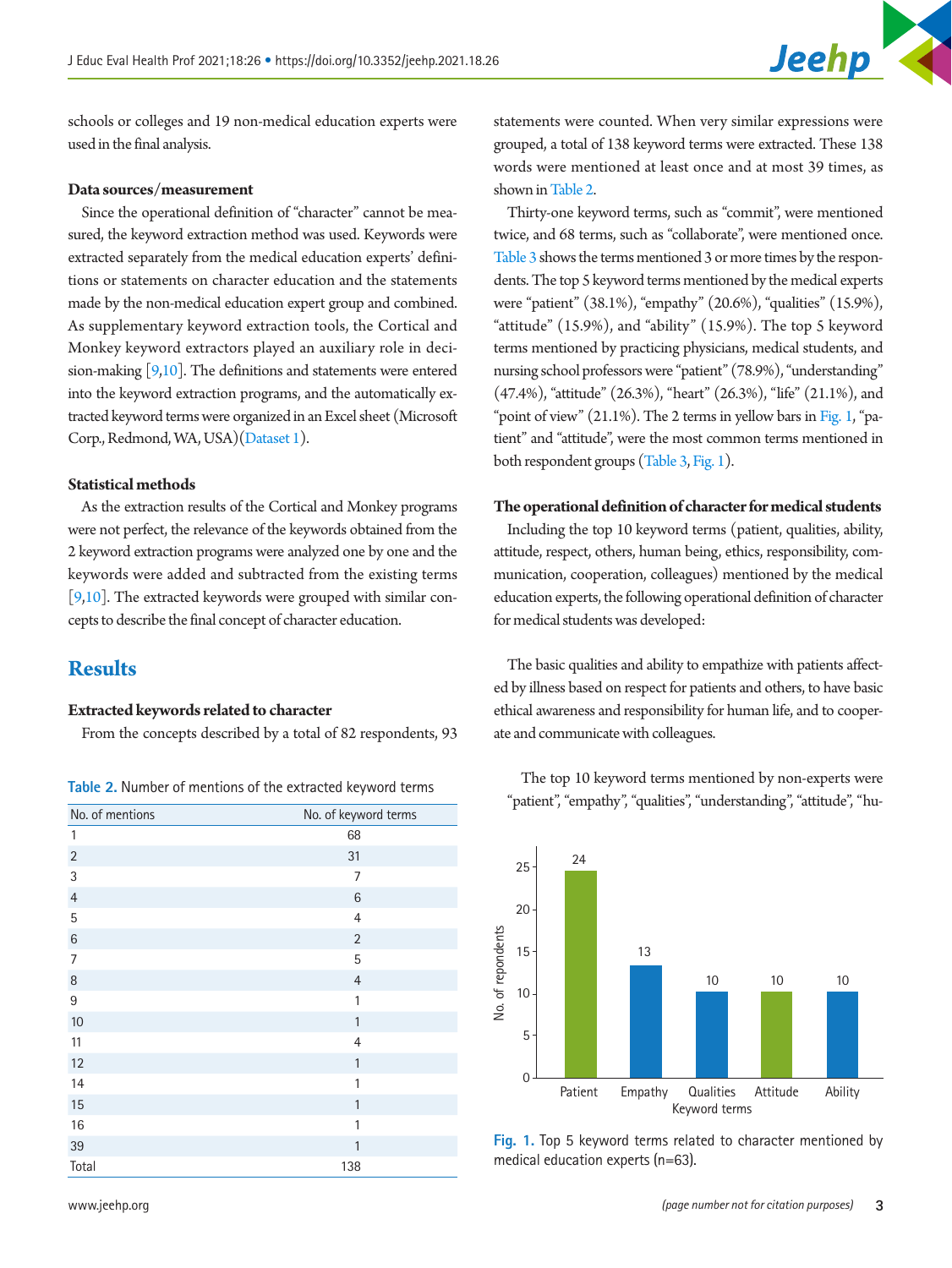schools or colleges and 19 non-medical education experts were used in the final analysis.

**Data sources/measurement**

Since the operational definition of "character" cannot be measured, the keyword extraction method was used. Keywords were extracted separately from the medical education experts' definitions or statements on character education and the statements made by the non-medical education expert group and combined. As supplementary keyword extraction tools, the Cortical and Monkey keyword extractors played an auxiliary role in decision-making [9,10]. The definitions and statements were entered into the keyword extraction programs, and the automatically extracted keyword terms were organized in an Excel sheet (Microsoft Corp., Redmond, WA, USA)(Dataset 1).

**Statistical methods**

As the extraction results of the Cortical and Monkey programs were not perfect, the relevance of the keywords obtained from the 2 keyword extraction programs were analyzed one by one and the keywords were added and subtracted from the existing terms [9,10]. The extracted keywords were grouped with similar concepts to describe the final concept of character education.

## Results

**Extracted keywords related to character**

From the concepts described by a total of 82 respondents, 93 statements were counted. When very similar expressions were grouped, a total of 138 keyword terms were extracted. These 138 words were mentioned at least once and at most 39 times, as shown in Table 2.

Table 2. Number of mentions of the extracted keyword terms

| No. of mentions | No. of keyword terms |
|---|---|
| 1 | 68 |
| 2 | 31 |
| 3 | 7 |
| 4 | 6 |
| 5 | 4 |
| 6 | 2 |
| 7 | 5 |
| 8 | 4 |
| 9 | 1 |
| 10 | 1 |
| 11 | 4 |
| 12 | 1 |
| 14 | 1 |
| 15 | 1 |
| 16 | 1 |
| 39 | 1 |
| Total | 138 |

Thirty-one keyword terms, such as "commit", were mentioned twice, and 68 terms, such as "collaborate", were mentioned once. Table 3 shows the terms mentioned 3 or more times by the respondents. The top 5 keyword terms mentioned by the medical experts were "patient" (38.1%), "empathy" (20.6%), "qualities" (15.9%), "attitude" (15.9%), and "ability" (15.9%). The top 5 keyword terms mentioned by practicing physicians, medical students, and nursing school professors were "patient" (78.9%), "understanding" (47.4%), "attitude" (26.3%), "heart" (26.3%), "life" (21.1%), and "point of view" (21.1%). The 2 terms in yellow bars in Fig. 1, "patient" and "attitude", were the most common terms mentioned in both respondent groups (Table 3, Fig. 1).

**The operational definition of character for medical students**

Including the top 10 keyword terms (patient, qualities, ability, attitude, respect, others, human being, ethics, responsibility, communication, cooperation, colleagues) mentioned by the medical education experts, the following operational definition of character for medical students was developed:

The basic qualities and ability to empathize with patients affected by illness based on respect for patients and others, to have basic ethical awareness and responsibility for human life, and to cooperate and communicate with colleagues.

The top 10 keyword terms mentioned by non-experts were "patient", "empathy", "qualities", "understanding", "attitude", "hu-

| Keyword terms | No. of respondents |
|---|---|
| Patient | 24 |
| Empathy | 13 |
| Qualities | 10 |
| Attitude | 10 |
| Ability | 10 |

Fig. 1. Top 5 keyword terms related to character mentioned by medical education experts (n=63).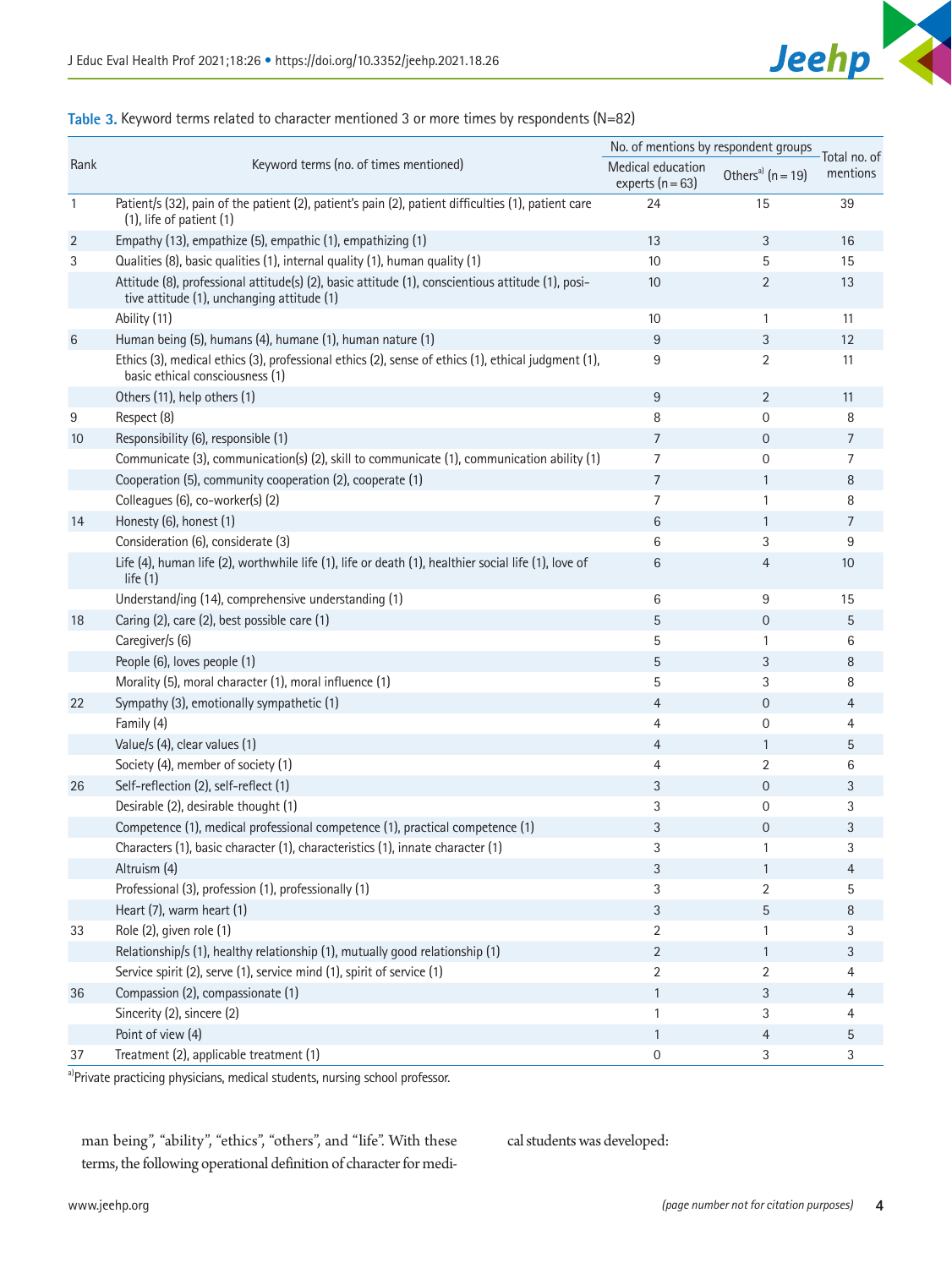**Table 3.** Keyword terms related to character mentioned 3 or more times by respondents (N=82)

| Rank | Keyword terms (no. of times mentioned) | No. of mentions by respondent groups | | Total no. of mentions |
|---|---|---|---|---|
| | | Medical education experts (n=63) | Others[a] (n=19) | |
| 1 | Patient/s (32), pain of the patient (2), patient's pain (2), patient difficulties (1), patient care (1), life of patient (1) | 24 | 15 | 39 |
| 2 | Empathy (13), empathize (5), empathic (1), empathizing (1) | 13 | 3 | 16 |
| 3 | Qualities (8), basic qualities (1), internal quality (1), human quality (1) | 10 | 5 | 15 |
| | Attitude (8), professional attitude(s) (2), basic attitude (1), conscientious attitude (1), positive attitude (1), unchanging attitude (1) | 10 | 2 | 13 |
| | Ability (11) | 10 | 1 | 11 |
| 6 | Human being (5), humans (4), humane (1), human nature (1) | 9 | 3 | 12 |
| | Ethics (3), medical ethics (3), professional ethics (2), sense of ethics (1), ethical judgment (1), basic ethical consciousness (1) | 9 | 2 | 11 |
| | Others (11), help others (1) | 9 | 2 | 11 |
| 9 | Respect (8) | 8 | 0 | 8 |
| 10 | Responsibility (6), responsible (1) | 7 | 0 | 7 |
| | Communicate (3), communication(s) (2), skill to communicate (1), communication ability (1) | 7 | 0 | 7 |
| | Cooperation (5), community cooperation (2), cooperate (1) | 7 | 1 | 8 |
| | Colleagues (6), co-worker(s) (2) | 7 | 1 | 8 |
| 14 | Honesty (6), honest (1) | 6 | 1 | 7 |
| | Consideration (6), considerate (3) | 6 | 3 | 9 |
| | Life (4), human life (2), worthwhile life (1), life or death (1), healthier social life (1), love of life (1) | 6 | 4 | 10 |
| | Understand/ing (14), comprehensive understanding (1) | 6 | 9 | 15 |
| 18 | Caring (2), care (2), best possible care (1) | 5 | 0 | 5 |
| | Caregiver/s (6) | 5 | 1 | 6 |
| | People (6), loves people (1) | 5 | 3 | 8 |
| | Morality (5), moral character (1), moral influence (1) | 5 | 3 | 8 |
| 22 | Sympathy (3), emotionally sympathetic (1) | 4 | 0 | 4 |
| | Family (4) | 4 | 0 | 4 |
| | Value/s (4), clear values (1) | 4 | 1 | 5 |
| | Society (4), member of society (1) | 4 | 2 | 6 |
| 26 | Self-reflection (2), self-reflect (1) | 3 | 0 | 3 |
| | Desirable (2), desirable thought (1) | 3 | 0 | 3 |
| | Competence (1), medical professional competence (1), practical competence (1) | 3 | 0 | 3 |
| | Characters (1), basic character (1), characteristics (1), innate character (1) | 3 | 1 | 3 |
| | Altruism (4) | 3 | 1 | 4 |
| | Professional (3), profession (1), professionally (1) | 3 | 2 | 5 |
| | Heart (7), warm heart (1) | 3 | 5 | 8 |
| 33 | Role (2), given role (1) | 2 | 1 | 3 |
| | Relationship/s (1), healthy relationship (1), mutually good relationship (1) | 2 | 1 | 3 |
| | Service spirit (2), serve (1), service mind (1), spirit of service (1) | 2 | 2 | 4 |
| 36 | Compassion (2), compassionate (1) | 1 | 3 | 4 |
| | Sincerity (2), sincere (2) | 1 | 3 | 4 |
| | Point of view (4) | 1 | 4 | 5 |
| 37 | Treatment (2), applicable treatment (1) | 0 | 3 | 3 |

[a]Private practicing physicians, medical students, nursing school professor.

man being", "ability", "ethics", "others", and "life". With these terms, the following operational definition of character for medical students was developed: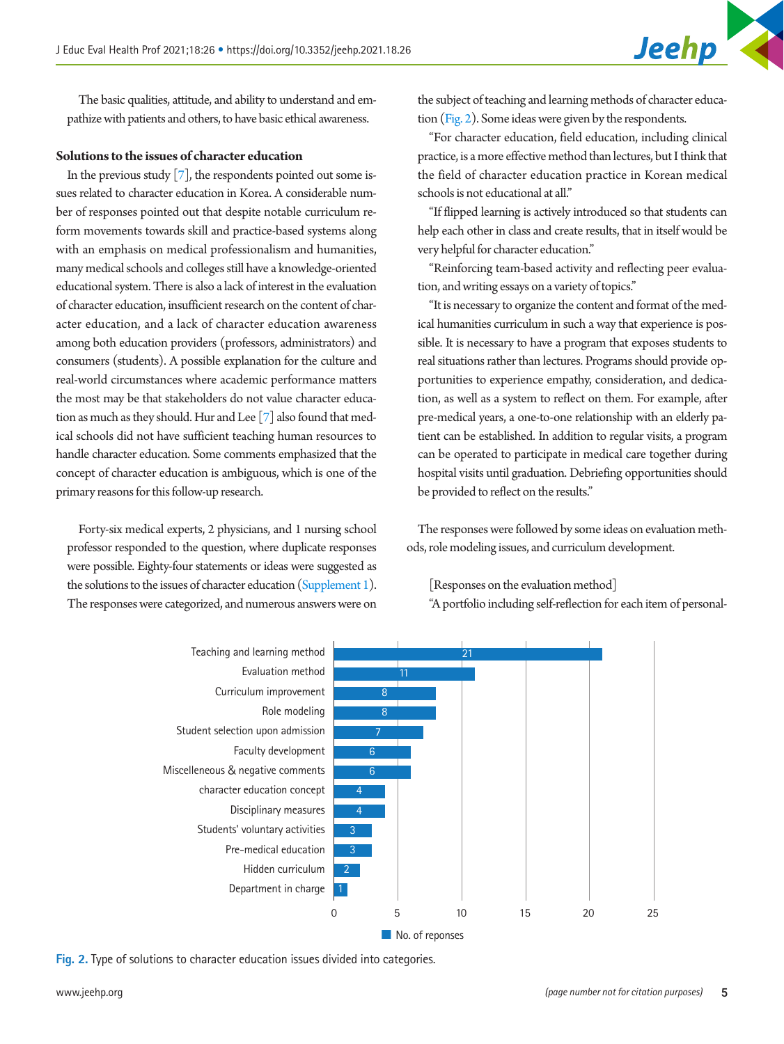The basic qualities, attitude, and ability to understand and empathize with patients and others, to have basic ethical awareness.

### Solutions to the issues of character education

In the previous study [7], the respondents pointed out some issues related to character education in Korea. A considerable number of responses pointed out that despite notable curriculum reform movements towards skill and practice-based systems along with an emphasis on medical professionalism and humanities, many medical schools and colleges still have a knowledge-oriented educational system. There is also a lack of interest in the evaluation of character education, insufficient research on the content of character education, and a lack of character education awareness among both education providers (professors, administrators) and consumers (students). A possible explanation for the culture and real-world circumstances where academic performance matters the most may be that stakeholders do not value character education as much as they should. Hur and Lee [7] also found that medical schools did not have sufficient teaching human resources to handle character education. Some comments emphasized that the concept of character education is ambiguous, which is one of the primary reasons for this follow-up research.

Forty-six medical experts, 2 physicians, and 1 nursing school professor responded to the question, where duplicate responses were possible. Eighty-four statements or ideas were suggested as the solutions to the issues of character education (Supplement 1). The responses were categorized, and numerous answers were on the subject of teaching and learning methods of character education (Fig. 2). Some ideas were given by the respondents.

"For character education, field education, including clinical practice, is a more effective method than lectures, but I think that the field of character education practice in Korean medical schools is not educational at all."

"If flipped learning is actively introduced so that students can help each other in class and create results, that in itself would be very helpful for character education."

"Reinforcing team-based activity and reflecting peer evaluation, and writing essays on a variety of topics."

"It is necessary to organize the content and format of the medical humanities curriculum in such a way that experience is possible. It is necessary to have a program that exposes students to real situations rather than lectures. Programs should provide opportunities to experience empathy, consideration, and dedication, as well as a system to reflect on them. For example, after pre-medical years, a one-to-one relationship with an elderly patient can be established. In addition to regular visits, a program can be operated to participate in medical care together during hospital visits until graduation. Debriefing opportunities should be provided to reflect on the results."

The responses were followed by some ideas on evaluation methods, role modeling issues, and curriculum development.

[Responses on the evaluation method]

"A portfolio including self-reflection for each item of personal-

| Category | No. of reponses |
|---|---|
| Teaching and learning method | 21 |
| Evaluation method | 11 |
| Curriculum improvement | 8 |
| Role modeling | 8 |
| Student selection upon admission | 7 |
| Faculty development | 6 |
| Miscellaneous & negative comments | 6 |
| character education concept | 4 |
| Disciplinary measures | 4 |
| Students' voluntary activities | 3 |
| Pre-medical education | 3 |
| Hidden curriculum | 2 |
| Department in charge | 1 |

**Fig. 2.** Type of solutions to character education issues divided into categories.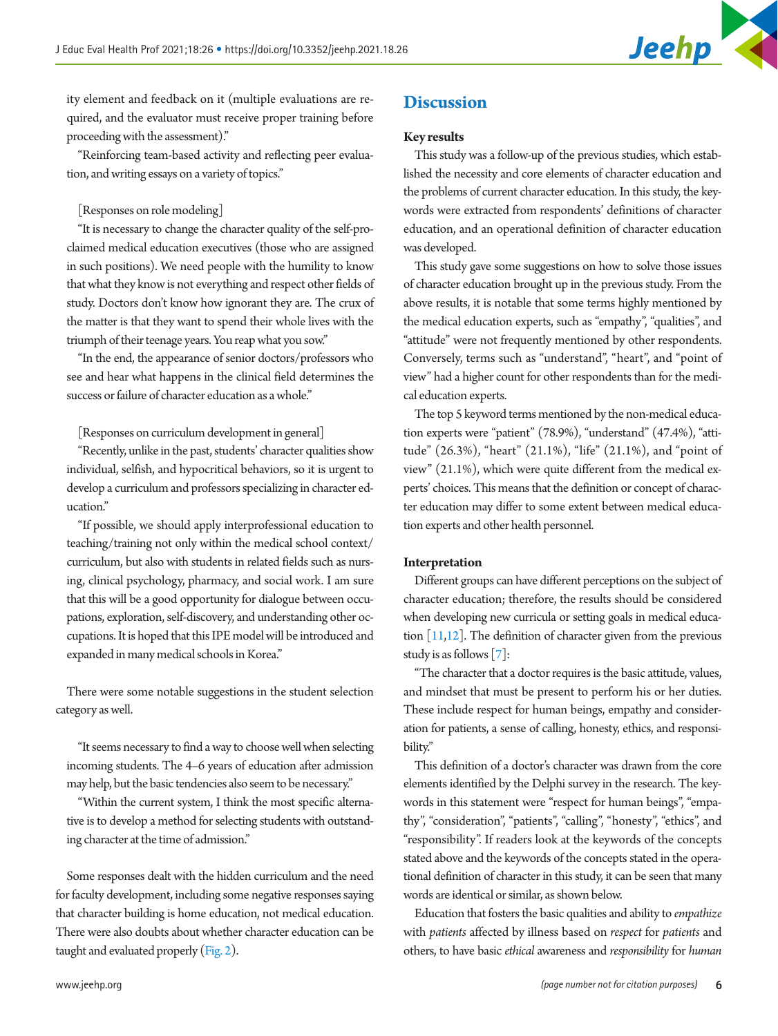ity element and feedback on it (multiple evaluations are required, and the evaluator must receive proper training before proceeding with the assessment)."

"Reinforcing team-based activity and reflecting peer evaluation, and writing essays on a variety of topics."

[Responses on role modeling]

"It is necessary to change the character quality of the self-proclaimed medical education executives (those who are assigned in such positions). We need people with the humility to know that what they know is not everything and respect other fields of study. Doctors don't know how ignorant they are. The crux of the matter is that they want to spend their whole lives with the triumph of their teenage years. You reap what you sow."

"In the end, the appearance of senior doctors/professors who see and hear what happens in the clinical field determines the success or failure of character education as a whole."

[Responses on curriculum development in general]

"Recently, unlike in the past, students' character qualities show individual, selfish, and hypocritical behaviors, so it is urgent to develop a curriculum and professors specializing in character education."

"If possible, we should apply interprofessional education to teaching/training not only within the medical school context/curriculum, but also with students in related fields such as nursing, clinical psychology, pharmacy, and social work. I am sure that this will be a good opportunity for dialogue between occupations, exploration, self-discovery, and understanding other occupations. It is hoped that this IPE model will be introduced and expanded in many medical schools in Korea."

There were some notable suggestions in the student selection category as well.

"It seems necessary to find a way to choose well when selecting incoming students. The 4–6 years of education after admission may help, but the basic tendencies also seem to be necessary."

"Within the current system, I think the most specific alternative is to develop a method for selecting students with outstanding character at the time of admission."

Some responses dealt with the hidden curriculum and the need for faculty development, including some negative responses saying that character building is home education, not medical education. There were also doubts about whether character education can be taught and evaluated properly (Fig. 2).

# Discussion

## Key results

This study was a follow-up of the previous studies, which established the necessity and core elements of character education and the problems of current character education. In this study, the keywords were extracted from respondents' definitions of character education, and an operational definition of character education was developed.

This study gave some suggestions on how to solve those issues of character education brought up in the previous study. From the above results, it is notable that some terms highly mentioned by the medical education experts, such as "empathy", "qualities", and "attitude" were not frequently mentioned by other respondents. Conversely, terms such as "understand", "heart", and "point of view" had a higher count for other respondents than for the medical education experts.

The top 5 keyword terms mentioned by the non-medical education experts were "patient" (78.9%), "understand" (47.4%), "attitude" (26.3%), "heart" (21.1%), "life" (21.1%), and "point of view" (21.1%), which were quite different from the medical experts' choices. This means that the definition or concept of character education may differ to some extent between medical education experts and other health personnel.

## Interpretation

Different groups can have different perceptions on the subject of character education; therefore, the results should be considered when developing new curricula or setting goals in medical education [11,12]. The definition of character given from the previous study is as follows [7]:

"The character that a doctor requires is the basic attitude, values, and mindset that must be present to perform his or her duties. These include respect for human beings, empathy and consideration for patients, a sense of calling, honesty, ethics, and responsibility."

This definition of a doctor's character was drawn from the core elements identified by the Delphi survey in the research. The keywords in this statement were "respect for human beings", "empathy", "consideration", "patients", "calling", "honesty", "ethics", and "responsibility". If readers look at the keywords of the concepts stated above and the keywords of the concepts stated in the operational definition of character in this study, it can be seen that many words are identical or similar, as shown below.

Education that fosters the basic qualities and ability to *empathize* with *patients* affected by illness based on *respect* for *patients* and others, to have basic *ethical* awareness and *responsibility* for *human*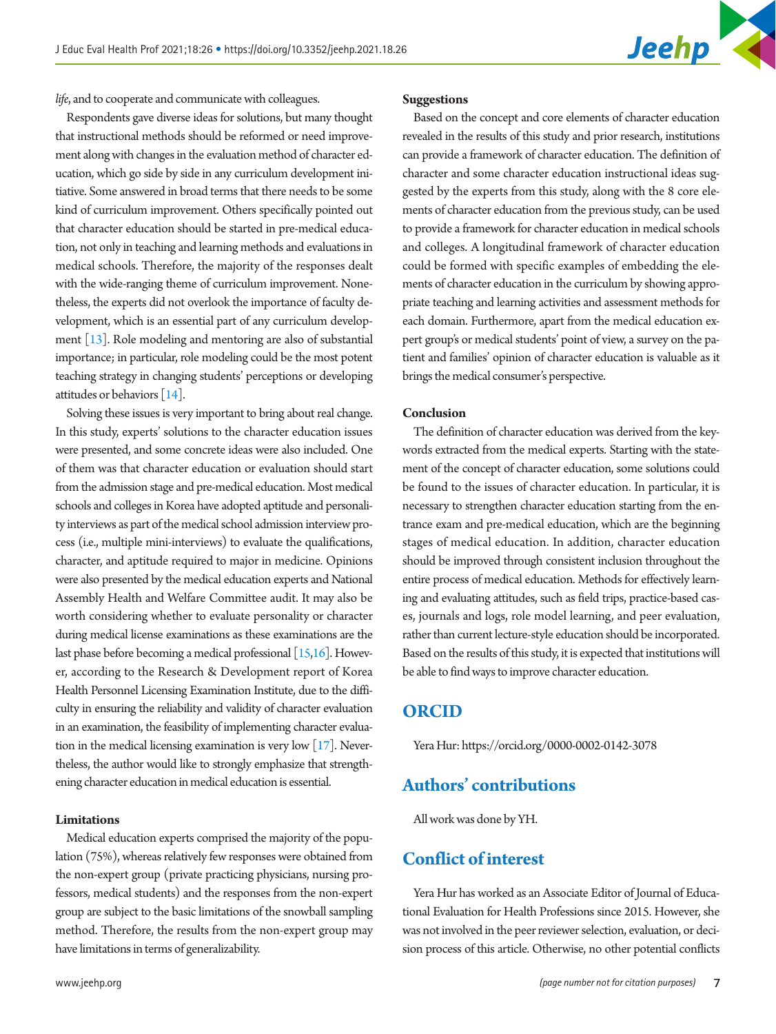*life*, and to cooperate and communicate with colleagues.

Respondents gave diverse ideas for solutions, but many thought that instructional methods should be reformed or need improvement along with changes in the evaluation method of character education, which go side by side in any curriculum development initiative. Some answered in broad terms that there needs to be some kind of curriculum improvement. Others specifically pointed out that character education should be started in pre-medical education, not only in teaching and learning methods and evaluations in medical schools. Therefore, the majority of the responses dealt with the wide-ranging theme of curriculum improvement. Nonetheless, the experts did not overlook the importance of faculty development, which is an essential part of any curriculum development [13]. Role modeling and mentoring are also of substantial importance; in particular, role modeling could be the most potent teaching strategy in changing students' perceptions or developing attitudes or behaviors [14].

Solving these issues is very important to bring about real change. In this study, experts' solutions to the character education issues were presented, and some concrete ideas were also included. One of them was that character education or evaluation should start from the admission stage and pre-medical education. Most medical schools and colleges in Korea have adopted aptitude and personality interviews as part of the medical school admission interview process (i.e., multiple mini-interviews) to evaluate the qualifications, character, and aptitude required to major in medicine. Opinions were also presented by the medical education experts and National Assembly Health and Welfare Committee audit. It may also be worth considering whether to evaluate personality or character during medical license examinations as these examinations are the last phase before becoming a medical professional [15,16]. However, according to the Research & Development report of Korea Health Personnel Licensing Examination Institute, due to the difficulty in ensuring the reliability and validity of character evaluation in an examination, the feasibility of implementing character evaluation in the medical licensing examination is very low [17]. Nevertheless, the author would like to strongly emphasize that strengthening character education in medical education is essential.

### Limitations

Medical education experts comprised the majority of the population (75%), whereas relatively few responses were obtained from the non-expert group (private practicing physicians, nursing professors, medical students) and the responses from the non-expert group are subject to the basic limitations of the snowball sampling method. Therefore, the results from the non-expert group may have limitations in terms of generalizability.

### Suggestions

Based on the concept and core elements of character education revealed in the results of this study and prior research, institutions can provide a framework of character education. The definition of character and some character education instructional ideas suggested by the experts from this study, along with the 8 core elements of character education from the previous study, can be used to provide a framework for character education in medical schools and colleges. A longitudinal framework of character education could be formed with specific examples of embedding the elements of character education in the curriculum by showing appropriate teaching and learning activities and assessment methods for each domain. Furthermore, apart from the medical education expert group's or medical students' point of view, a survey on the patient and families' opinion of character education is valuable as it brings the medical consumer's perspective.

### Conclusion

The definition of character education was derived from the keywords extracted from the medical experts. Starting with the statement of the concept of character education, some solutions could be found to the issues of character education. In particular, it is necessary to strengthen character education starting from the entrance exam and pre-medical education, which are the beginning stages of medical education. In addition, character education should be improved through consistent inclusion throughout the entire process of medical education. Methods for effectively learning and evaluating attitudes, such as field trips, practice-based cases, journals and logs, role model learning, and peer evaluation, rather than current lecture-style education should be incorporated. Based on the results of this study, it is expected that institutions will be able to find ways to improve character education.

## ORCID

Yera Hur: https://orcid.org/0000-0002-0142-3078

## Authors' contributions

All work was done by YH.

## Conflict of interest

Yera Hur has worked as an Associate Editor of Journal of Educational Evaluation for Health Professions since 2015. However, she was not involved in the peer reviewer selection, evaluation, or decision process of this article. Otherwise, no other potential conflicts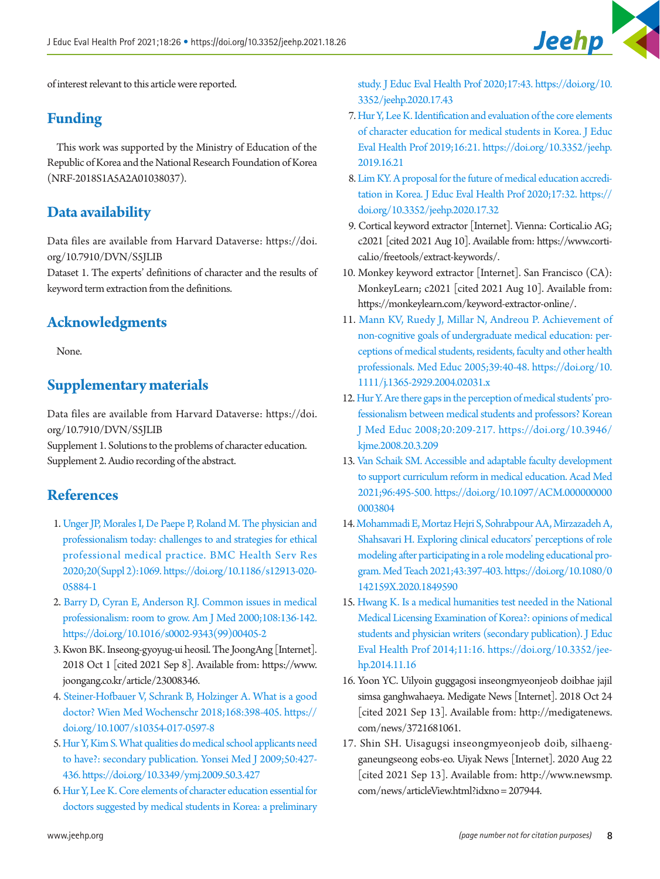of interest relevant to this article were reported.

## Funding

This work was supported by the Ministry of Education of the Republic of Korea and the National Research Foundation of Korea (NRF-2018S1A5A2A01038037).

## Data availability

Data files are available from Harvard Dataverse: https://doi.org/10.7910/DVN/S5JLIB

Dataset 1. The experts' definitions of character and the results of keyword term extraction from the definitions.

## Acknowledgments

None.

## Supplementary materials

Data files are available from Harvard Dataverse: https://doi.org/10.7910/DVN/S5JLIB

Supplement 1. Solutions to the problems of character education.

Supplement 2. Audio recording of the abstract.

## References

1. Unger JP, Morales I, De Paepe P, Roland M. The physician and professionalism today: challenges to and strategies for ethical professional medical practice. BMC Health Serv Res 2020;20(Suppl 2):1069. https://doi.org/10.1186/s12913-020-05884-1
2. Barry D, Cyran E, Anderson RJ. Common issues in medical professionalism: room to grow. Am J Med 2000;108:136-142. https://doi.org/10.1016/s0002-9343(99)00405-2
3. Kwon BK. Inseong-gyoyug-ui heosil. The JoongAng [Internet]. 2018 Oct 1 [cited 2021 Sep 8]. Available from: https://www.joongang.co.kr/article/23008346.
4. Steiner-Hofbauer V, Schrank B, Holzinger A. What is a good doctor? Wien Med Wochenschr 2018;168:398-405. https://doi.org/10.1007/s10354-017-0597-8
5. Hur Y, Kim S. What qualities do medical school applicants need to have?: secondary publication. Yonsei Med J 2009;50:427-436. https://doi.org/10.3349/ymj.2009.50.3.427
6. Hur Y, Lee K. Core elements of character education essential for doctors suggested by medical students in Korea: a preliminary study. J Educ Eval Health Prof 2020;17:43. https://doi.org/10.3352/jeehp.2020.17.43
7. Hur Y, Lee K. Identification and evaluation of the core elements of character education for medical students in Korea. J Educ Eval Health Prof 2019;16:21. https://doi.org/10.3352/jeehp.2019.16.21
8. Lim KY. A proposal for the future of medical education accreditation in Korea. J Educ Eval Health Prof 2020;17:32. https://doi.org/10.3352/jeehp.2020.17.32
9. Cortical keyword extractor [Internet]. Vienna: Cortical.io AG; c2021 [cited 2021 Aug 10]. Available from: https://www.cortical.io/freetools/extract-keywords/.
10. Monkey keyword extractor [Internet]. San Francisco (CA): MonkeyLearn; c2021 [cited 2021 Aug 10]. Available from: https://monkeylearn.com/keyword-extractor-online/.
11. Mann KV, Ruedy J, Millar N, Andreou P. Achievement of non-cognitive goals of undergraduate medical education: perceptions of medical students, residents, faculty and other health professionals. Med Educ 2005;39:40-48. https://doi.org/10.1111/j.1365-2929.2004.02031.x
12. Hur Y. Are there gaps in the perception of medical students' professionalism between medical students and professors? Korean J Med Educ 2008;20:209-217. https://doi.org/10.3946/kjme.2008.20.3.209
13. Van Schaik SM. Accessible and adaptable faculty development to support curriculum reform in medical education. Acad Med 2021;96:495-500. https://doi.org/10.1097/ACM.0000000000003804
14. Mohammadi E, Mortaz Hejri S, Sohrabpour AA, Mirzazadeh A, Shahsavari H. Exploring clinical educators' perceptions of role modeling after participating in a role modeling educational program. Med Teach 2021;43:397-403. https://doi.org/10.1080/0142159X.2020.1849590
15. Hwang K. Is a medical humanities test needed in the National Medical Licensing Examination of Korea?: opinions of medical students and physician writers (secondary publication). J Educ Eval Health Prof 2014;11:16. https://doi.org/10.3352/jeehp.2014.11.16
16. Yoon YC. Uilyoin guggagosi inseongmyeonjeob doibhae jajil simsa ganghwahaeya. Medigate News [Internet]. 2018 Oct 24 [cited 2021 Sep 13]. Available from: http://medigatenews.com/news/3721681061.
17. Shin SH. Uisagugsi inseongmyeonjeob doib, silhaeng-ganeungseong eobs-eo. Uiyak News [Internet]. 2020 Aug 22 [cited 2021 Sep 13]. Available from: http://www.newsmp.com/news/articleView.html?idxno=207944.